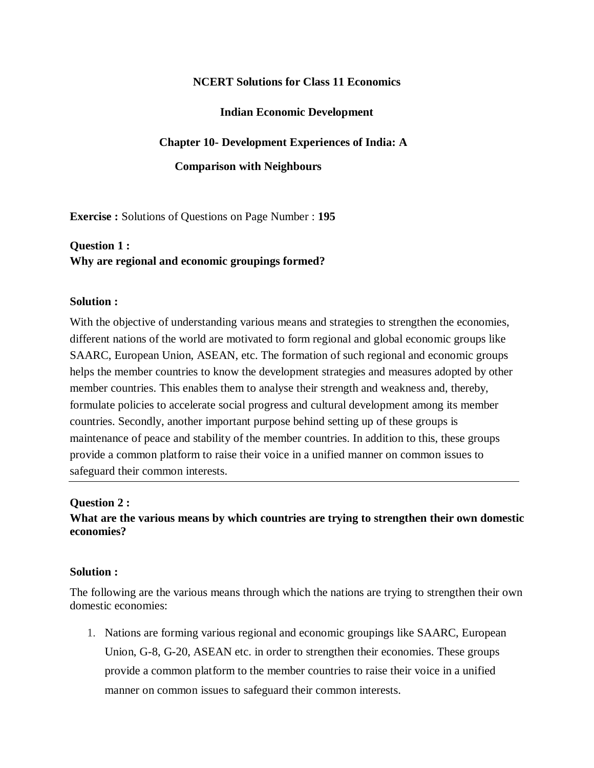# NCERT Solutions for Class 11 Economics

## Indian Economic Development

### Chapter 10- Development Experiences of India: A Comparison with Neighbours

**Exercise :** Solutions of Questions on Page Number : **195**

**Question 1 :**
**Why are regional and economic groupings formed?**

**Solution :**

With the objective of understanding various means and strategies to strengthen the economies, different nations of the world are motivated to form regional and global economic groups like SAARC, European Union, ASEAN, etc. The formation of such regional and economic groups helps the member countries to know the development strategies and measures adopted by other member countries. This enables them to analyse their strength and weakness and, thereby, formulate policies to accelerate social progress and cultural development among its member countries. Secondly, another important purpose behind setting up of these groups is maintenance of peace and stability of the member countries. In addition to this, these groups provide a common platform to raise their voice in a unified manner on common issues to safeguard their common interests.

---

**Question 2 :**
**What are the various means by which countries are trying to strengthen their own domestic economies?**

**Solution :**

The following are the various means through which the nations are trying to strengthen their own domestic economies:

1. Nations are forming various regional and economic groupings like SAARC, European Union, G-8, G-20, ASEAN etc. in order to strengthen their economies. These groups provide a common platform to the member countries to raise their voice in a unified manner on common issues to safeguard their common interests.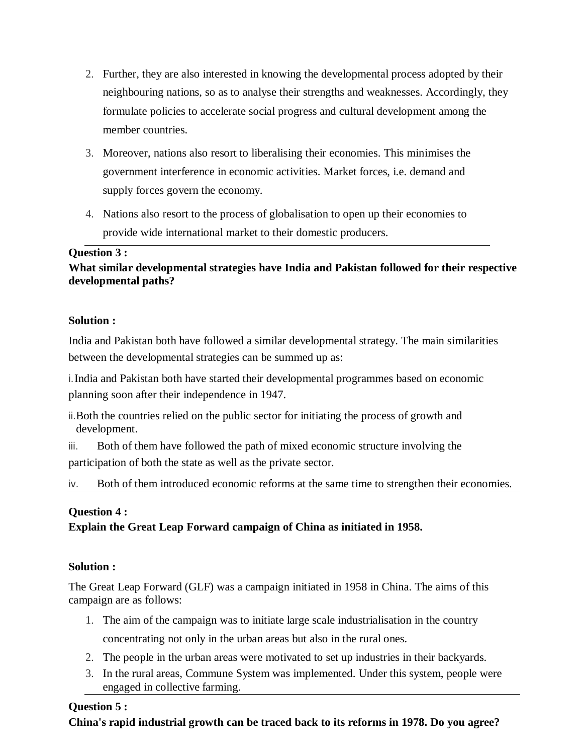2. Further, they are also interested in knowing the developmental process adopted by their neighbouring nations, so as to analyse their strengths and weaknesses. Accordingly, they formulate policies to accelerate social progress and cultural development among the member countries.
3. Moreover, nations also resort to liberalising their economies. This minimises the government interference in economic activities. Market forces, i.e. demand and supply forces govern the economy.
4. Nations also resort to the process of globalisation to open up their economies to provide wide international market to their domestic producers.

**Question 3 :**
**What similar developmental strategies have India and Pakistan followed for their respective developmental paths?**

**Solution :**

India and Pakistan both have followed a similar developmental strategy. The main similarities between the developmental strategies can be summed up as:

i. India and Pakistan both have started their developmental programmes based on economic planning soon after their independence in 1947.

ii. Both the countries relied on the public sector for initiating the process of growth and development.

iii. Both of them have followed the path of mixed economic structure involving the participation of both the state as well as the private sector.

iv. Both of them introduced economic reforms at the same time to strengthen their economies.

**Question 4 :**
**Explain the Great Leap Forward campaign of China as initiated in 1958.**

**Solution :**

The Great Leap Forward (GLF) was a campaign initiated in 1958 in China. The aims of this campaign are as follows:

1. The aim of the campaign was to initiate large scale industrialisation in the country concentrating not only in the urban areas but also in the rural ones.
2. The people in the urban areas were motivated to set up industries in their backyards.
3. In the rural areas, Commune System was implemented. Under this system, people were engaged in collective farming.

**Question 5 :**
**China's rapid industrial growth can be traced back to its reforms in 1978. Do you agree?**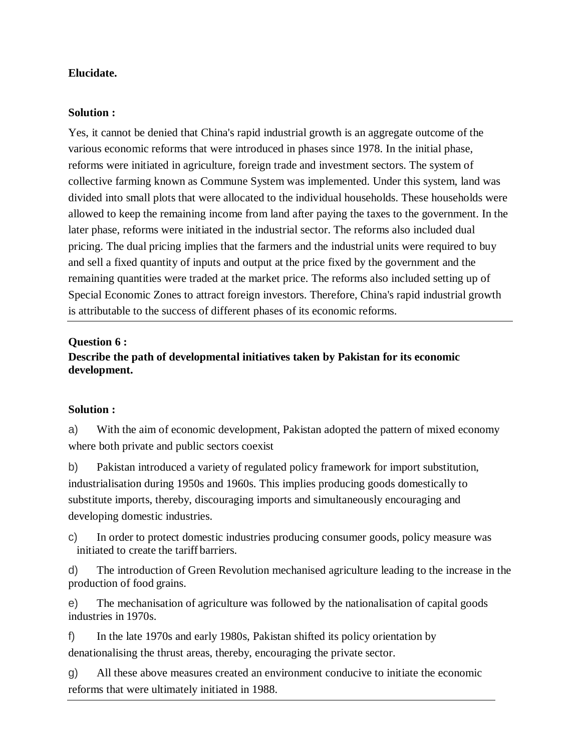**Elucidate.**

**Solution :**

Yes, it cannot be denied that China's rapid industrial growth is an aggregate outcome of the various economic reforms that were introduced in phases since 1978. In the initial phase, reforms were initiated in agriculture, foreign trade and investment sectors. The system of collective farming known as Commune System was implemented. Under this system, land was divided into small plots that were allocated to the individual households. These households were allowed to keep the remaining income from land after paying the taxes to the government. In the later phase, reforms were initiated in the industrial sector. The reforms also included dual pricing. The dual pricing implies that the farmers and the industrial units were required to buy and sell a fixed quantity of inputs and output at the price fixed by the government and the remaining quantities were traded at the market price. The reforms also included setting up of Special Economic Zones to attract foreign investors. Therefore, China's rapid industrial growth is attributable to the success of different phases of its economic reforms.

---

**Question 6 :**
**Describe the path of developmental initiatives taken by Pakistan for its economic development.**

**Solution :**

a) With the aim of economic development, Pakistan adopted the pattern of mixed economy where both private and public sectors coexist

b) Pakistan introduced a variety of regulated policy framework for import substitution, industrialisation during 1950s and 1960s. This implies producing goods domestically to substitute imports, thereby, discouraging imports and simultaneously encouraging and developing domestic industries.

c) In order to protect domestic industries producing consumer goods, policy measure was initiated to create the tariff barriers.

d) The introduction of Green Revolution mechanised agriculture leading to the increase in the production of food grains.

e) The mechanisation of agriculture was followed by the nationalisation of capital goods industries in 1970s.

f) In the late 1970s and early 1980s, Pakistan shifted its policy orientation by denationalising the thrust areas, thereby, encouraging the private sector.

g) All these above measures created an environment conducive to initiate the economic reforms that were ultimately initiated in 1988.

---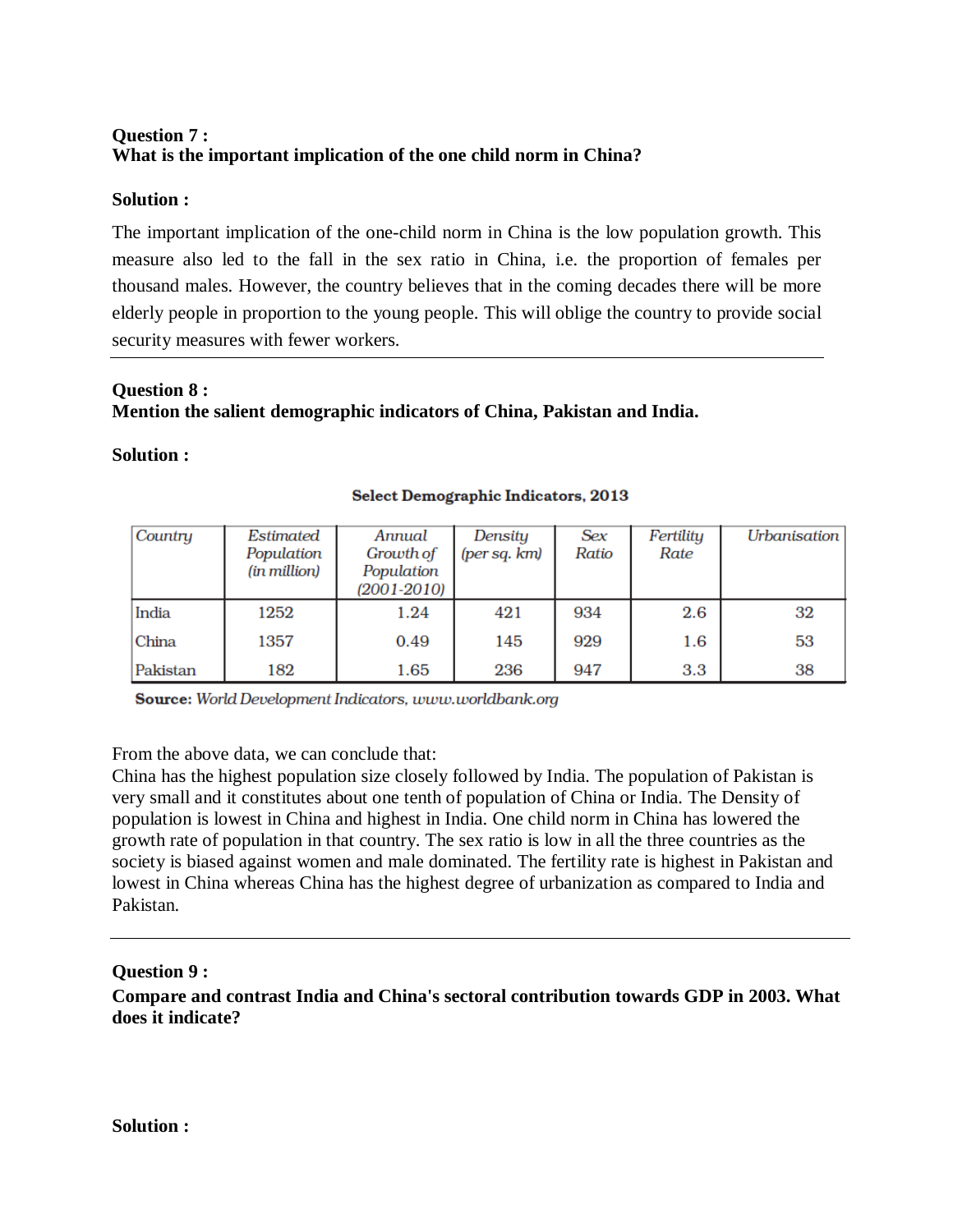**Question 7 :**
**What is the important implication of the one child norm in China?**

**Solution :**

The important implication of the one-child norm in China is the low population growth. This measure also led to the fall in the sex ratio in China, i.e. the proportion of females per thousand males. However, the country believes that in the coming decades there will be more elderly people in proportion to the young people. This will oblige the country to provide social security measures with fewer workers.

---

**Question 8 :**
**Mention the salient demographic indicators of China, Pakistan and India.**

**Solution :**

**Select Demographic Indicators, 2013**

| *Country* | *Estimated Population (in million)* | *Annual Growth of Population (2001-2010)* | *Density (per sq. km)* | *Sex Ratio* | *Fertility Rate* | *Urbanisation* |
|---|---|---|---|---|---|---|
| India | 1252 | 1.24 | 421 | 934 | 2.6 | 32 |
| China | 1357 | 0.49 | 145 | 929 | 1.6 | 53 |
| Pakistan | 182 | 1.65 | 236 | 947 | 3.3 | 38 |

**Source:** *World Development Indicators, www.worldbank.org*

From the above data, we can conclude that:
China has the highest population size closely followed by India. The population of Pakistan is very small and it constitutes about one tenth of population of China or India. The Density of population is lowest in China and highest in India. One child norm in China has lowered the growth rate of population in that country. The sex ratio is low in all the three countries as the society is biased against women and male dominated. The fertility rate is highest in Pakistan and lowest in China whereas China has the highest degree of urbanization as compared to India and Pakistan.

---

**Question 9 :**
**Compare and contrast India and China's sectoral contribution towards GDP in 2003. What does it indicate?**

**Solution :**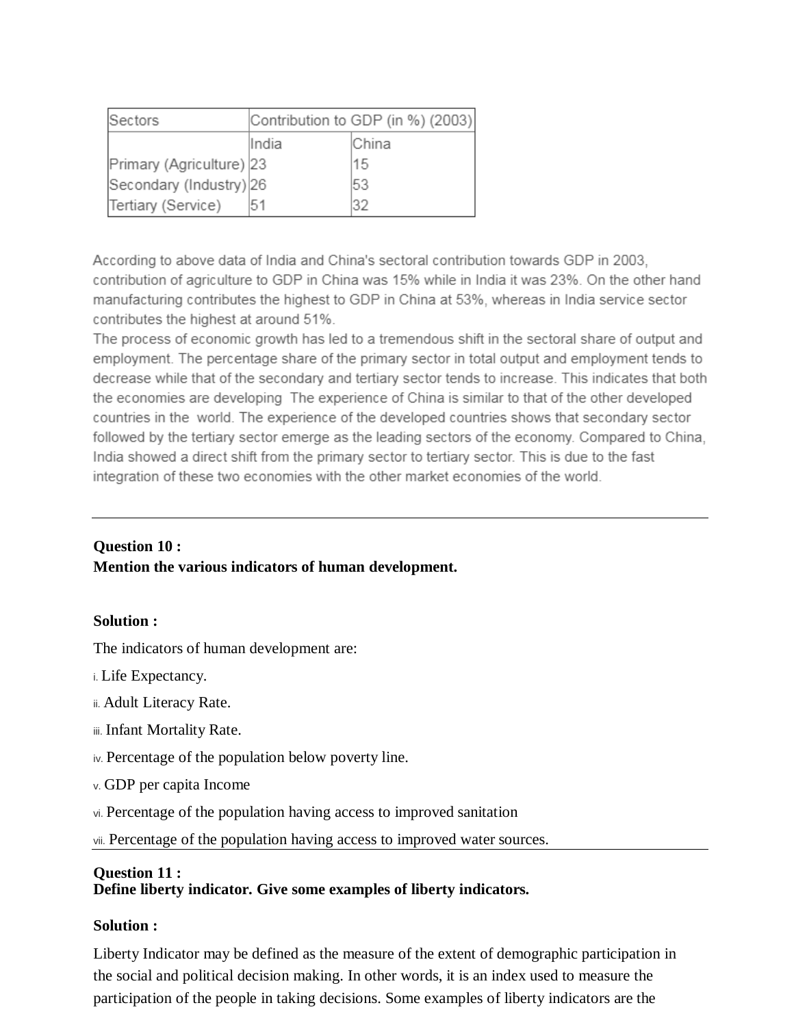| Sectors | Contribution to GDP (in %) (2003) | |
|---|---|---|
| | India | China |
| Primary (Agriculture) | 23 | 15 |
| Secondary (Industry) | 26 | 53 |
| Tertiary (Service) | 51 | 32 |

According to above data of India and China's sectoral contribution towards GDP in 2003, contribution of agriculture to GDP in China was 15% while in India it was 23%. On the other hand manufacturing contributes the highest to GDP in China at 53%, whereas in India service sector contributes the highest at around 51%.

The process of economic growth has led to a tremendous shift in the sectoral share of output and employment. The percentage share of the primary sector in total output and employment tends to decrease while that of the secondary and tertiary sector tends to increase. This indicates that both the economies are developing The experience of China is similar to that of the other developed countries in the world. The experience of the developed countries shows that secondary sector followed by the tertiary sector emerge as the leading sectors of the economy. Compared to China, India showed a direct shift from the primary sector to tertiary sector. This is due to the fast integration of these two economies with the other market economies of the world.

---

**Question 10 :**
**Mention the various indicators of human development.**

**Solution :**

The indicators of human development are:

i. Life Expectancy.

ii. Adult Literacy Rate.

iii. Infant Mortality Rate.

iv. Percentage of the population below poverty line.

v. GDP per capita Income

vi. Percentage of the population having access to improved sanitation

vii. Percentage of the population having access to improved water sources.

---

**Question 11 :**
**Define liberty indicator. Give some examples of liberty indicators.**

**Solution :**

Liberty Indicator may be defined as the measure of the extent of demographic participation in the social and political decision making. In other words, it is an index used to measure the participation of the people in taking decisions. Some examples of liberty indicators are the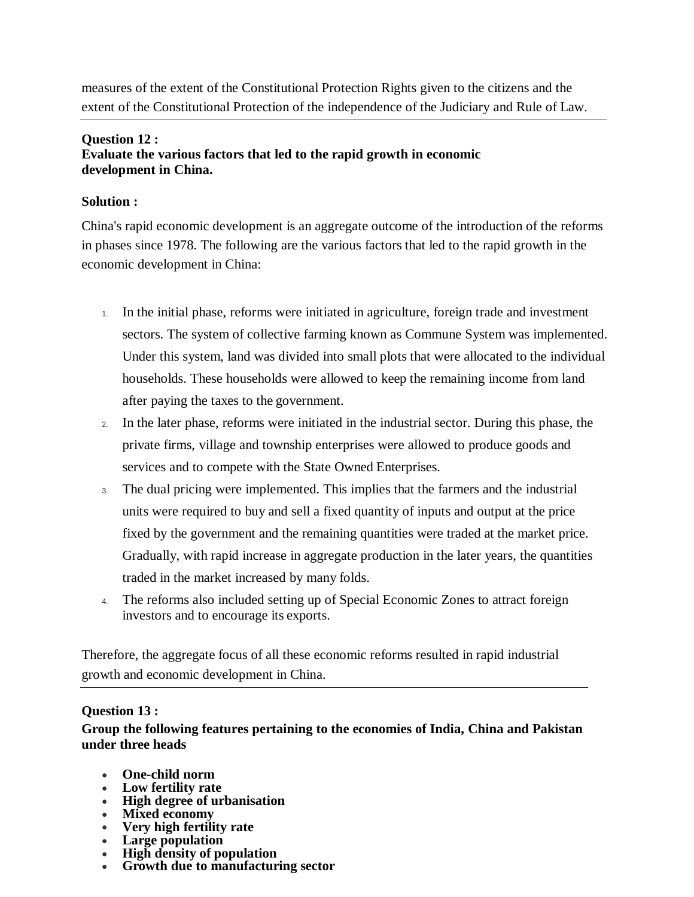measures of the extent of the Constitutional Protection Rights given to the citizens and the extent of the Constitutional Protection of the independence of the Judiciary and Rule of Law.

---

**Question 12 :**
**Evaluate the various factors that led to the rapid growth in economic development in China.**

**Solution :**

China's rapid economic development is an aggregate outcome of the introduction of the reforms in phases since 1978. The following are the various factors that led to the rapid growth in the economic development in China:

1. In the initial phase, reforms were initiated in agriculture, foreign trade and investment sectors. The system of collective farming known as Commune System was implemented. Under this system, land was divided into small plots that were allocated to the individual households. These households were allowed to keep the remaining income from land after paying the taxes to the government.
2. In the later phase, reforms were initiated in the industrial sector. During this phase, the private firms, village and township enterprises were allowed to produce goods and services and to compete with the State Owned Enterprises.
3. The dual pricing were implemented. This implies that the farmers and the industrial units were required to buy and sell a fixed quantity of inputs and output at the price fixed by the government and the remaining quantities were traded at the market price. Gradually, with rapid increase in aggregate production in the later years, the quantities traded in the market increased by many folds.
4. The reforms also included setting up of Special Economic Zones to attract foreign investors and to encourage its exports.

Therefore, the aggregate focus of all these economic reforms resulted in rapid industrial growth and economic development in China.

---

**Question 13 :**
**Group the following features pertaining to the economies of India, China and Pakistan under three heads**

- **One-child norm**
- **Low fertility rate**
- **High degree of urbanisation**
- **Mixed economy**
- **Very high fertility rate**
- **Large population**
- **High density of population**
- **Growth due to manufacturing sector**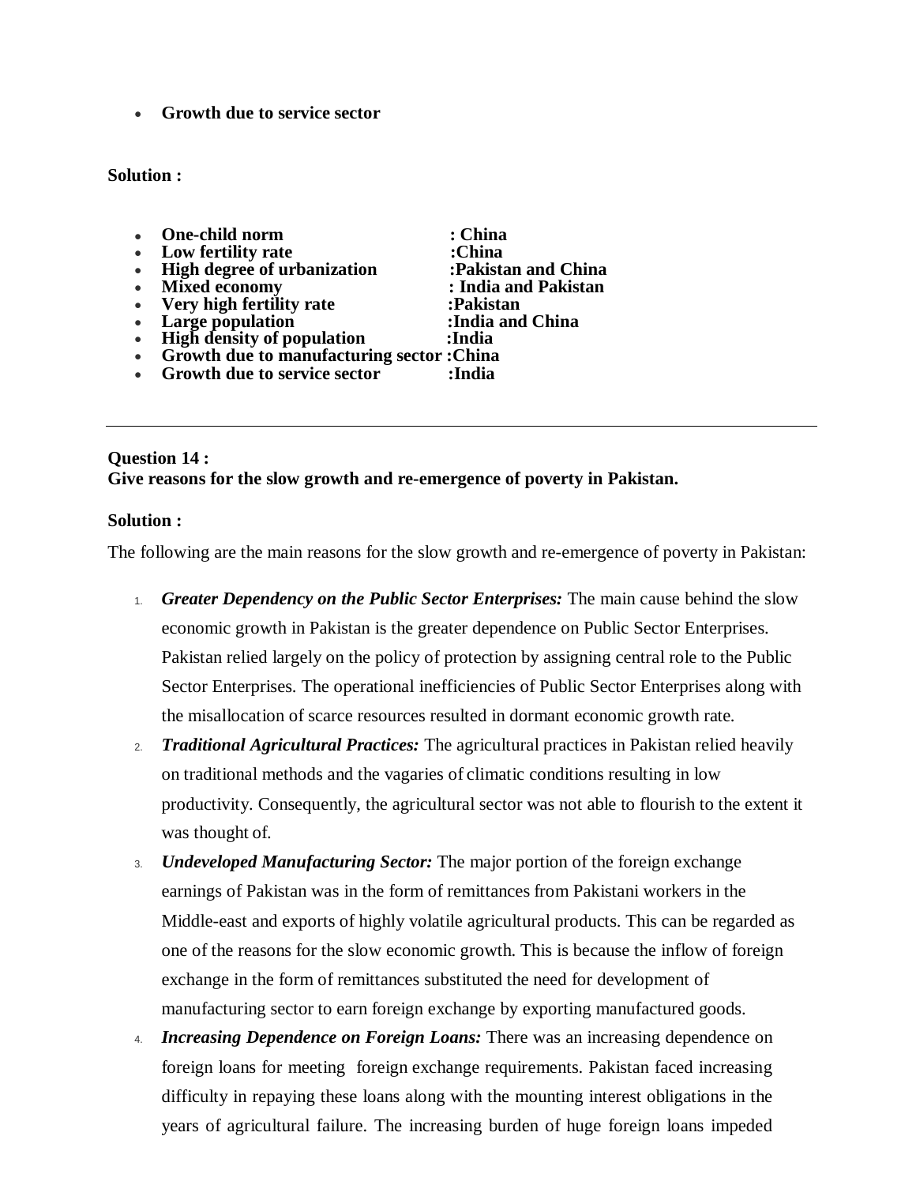- **Growth due to service sector**

**Solution :**

- **One-child norm : China**
- **Low fertility rate :China**
- **High degree of urbanization :Pakistan and China**
- **Mixed economy : India and Pakistan**
- **Very high fertility rate :Pakistan**
- **Large population :India and China**
- **High density of population :India**
- **Growth due to manufacturing sector :China**
- **Growth due to service sector :India**

---

**Question 14 :**
**Give reasons for the slow growth and re-emergence of poverty in Pakistan.**

**Solution :**

The following are the main reasons for the slow growth and re-emergence of poverty in Pakistan:

1. ***Greater Dependency on the Public Sector Enterprises:*** The main cause behind the slow economic growth in Pakistan is the greater dependence on Public Sector Enterprises. Pakistan relied largely on the policy of protection by assigning central role to the Public Sector Enterprises. The operational inefficiencies of Public Sector Enterprises along with the misallocation of scarce resources resulted in dormant economic growth rate.
2. ***Traditional Agricultural Practices:*** The agricultural practices in Pakistan relied heavily on traditional methods and the vagaries of climatic conditions resulting in low productivity. Consequently, the agricultural sector was not able to flourish to the extent it was thought of.
3. ***Undeveloped Manufacturing Sector:*** The major portion of the foreign exchange earnings of Pakistan was in the form of remittances from Pakistani workers in the Middle-east and exports of highly volatile agricultural products. This can be regarded as one of the reasons for the slow economic growth. This is because the inflow of foreign exchange in the form of remittances substituted the need for development of manufacturing sector to earn foreign exchange by exporting manufactured goods.
4. ***Increasing Dependence on Foreign Loans:*** There was an increasing dependence on foreign loans for meeting foreign exchange requirements. Pakistan faced increasing difficulty in repaying these loans along with the mounting interest obligations in the years of agricultural failure. The increasing burden of huge foreign loans impeded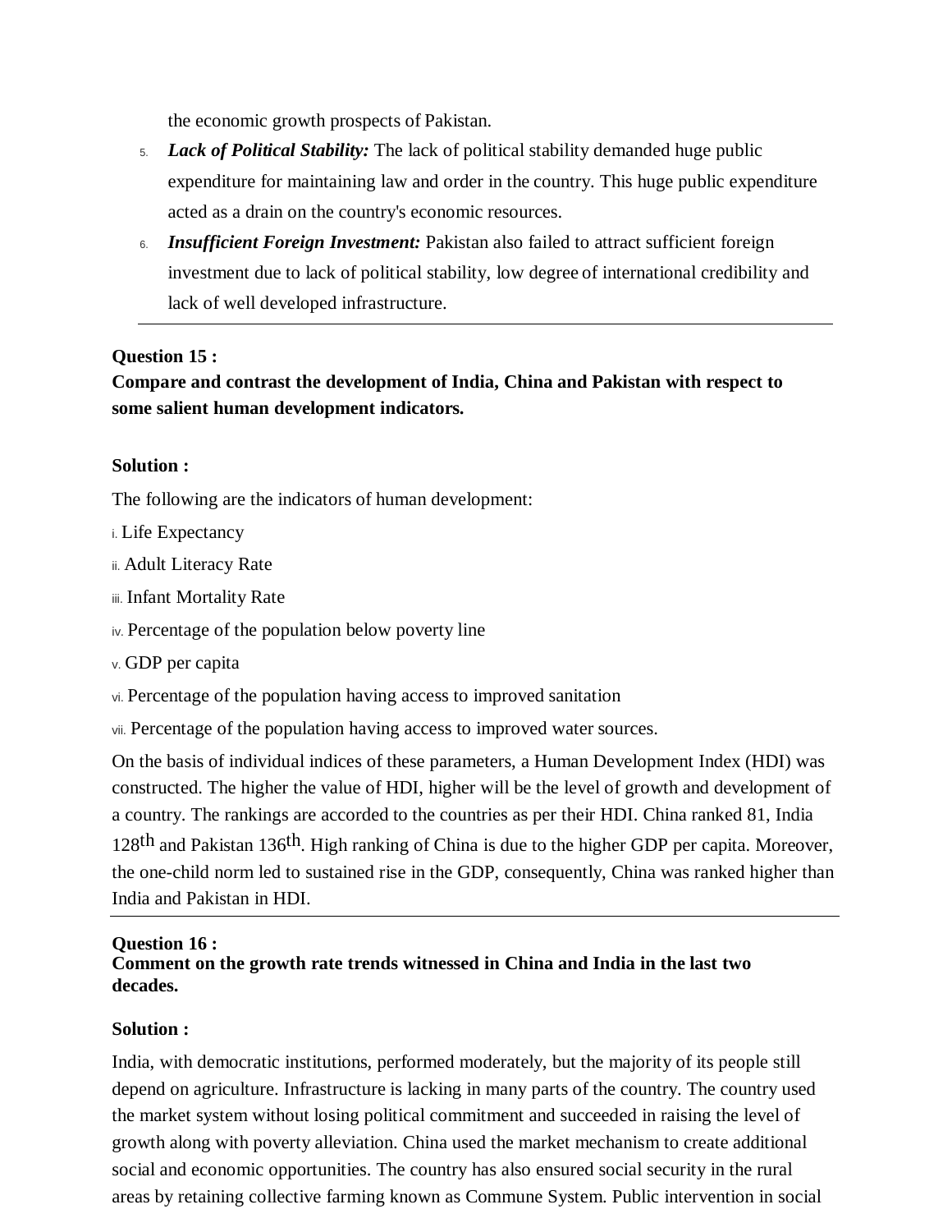the economic growth prospects of Pakistan.

5. ***Lack of Political Stability:*** The lack of political stability demanded huge public expenditure for maintaining law and order in the country. This huge public expenditure acted as a drain on the country's economic resources.
6. ***Insufficient Foreign Investment:*** Pakistan also failed to attract sufficient foreign investment due to lack of political stability, low degree of international credibility and lack of well developed infrastructure.

---

**Question 15 :**

**Compare and contrast the development of India, China and Pakistan with respect to some salient human development indicators.**

**Solution :**

The following are the indicators of human development:

i. Life Expectancy

ii. Adult Literacy Rate

iii. Infant Mortality Rate

iv. Percentage of the population below poverty line

v. GDP per capita

vi. Percentage of the population having access to improved sanitation

vii. Percentage of the population having access to improved water sources.

On the basis of individual indices of these parameters, a Human Development Index (HDI) was constructed. The higher the value of HDI, higher will be the level of growth and development of a country. The rankings are accorded to the countries as per their HDI. China ranked 81, India 128th and Pakistan 136th. High ranking of China is due to the higher GDP per capita. Moreover, the one-child norm led to sustained rise in the GDP, consequently, China was ranked higher than India and Pakistan in HDI.

---

**Question 16 :**

**Comment on the growth rate trends witnessed in China and India in the last two decades.**

**Solution :**

India, with democratic institutions, performed moderately, but the majority of its people still depend on agriculture. Infrastructure is lacking in many parts of the country. The country used the market system without losing political commitment and succeeded in raising the level of growth along with poverty alleviation. China used the market mechanism to create additional social and economic opportunities. The country has also ensured social security in the rural areas by retaining collective farming known as Commune System. Public intervention in social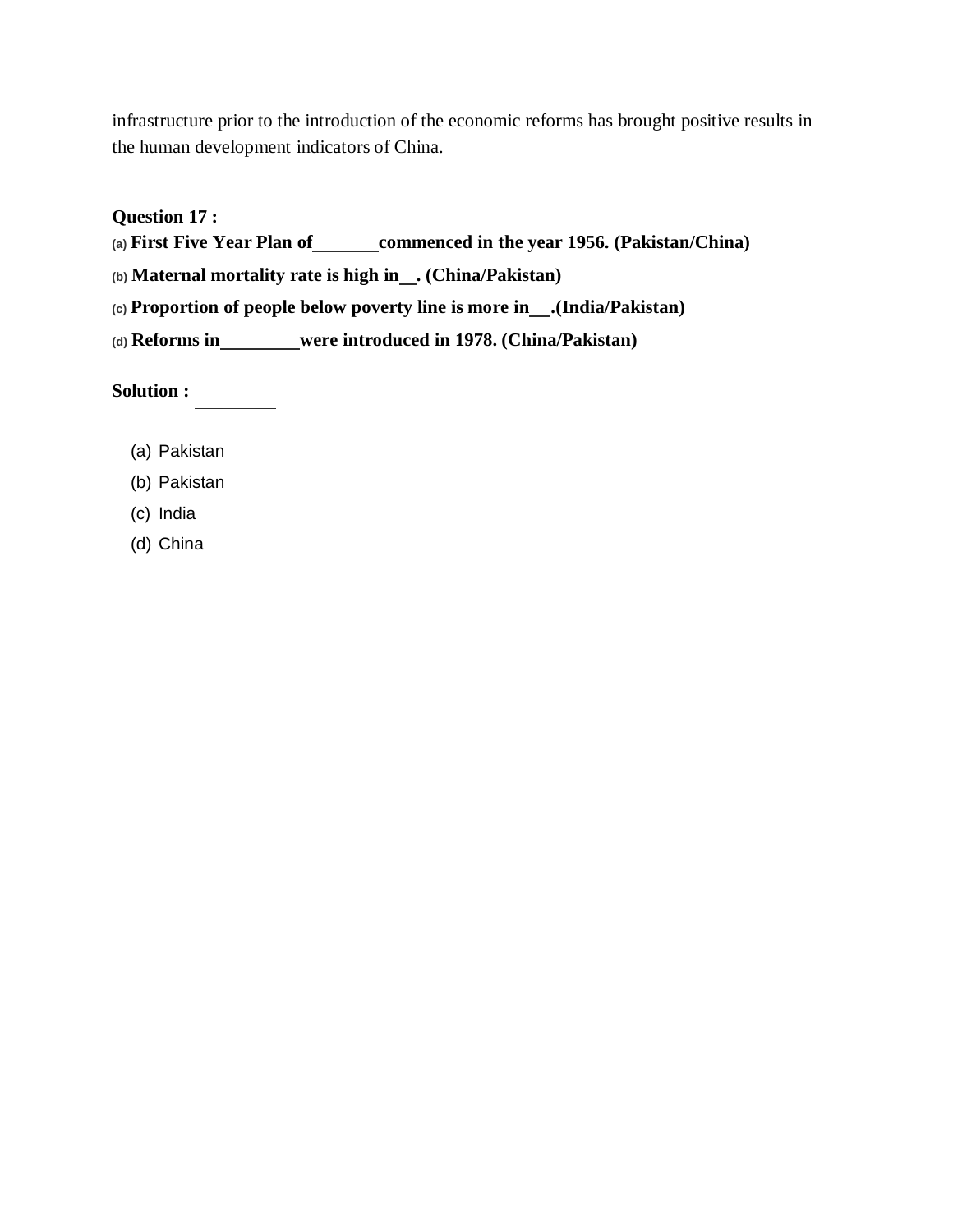infrastructure prior to the introduction of the economic reforms has brought positive results in the human development indicators of China.

**Question 17 :**

(a) **First Five Year Plan of_______commenced in the year 1956. (Pakistan/China)**

(b) **Maternal mortality rate is high in__. (China/Pakistan)**

(c) **Proportion of people below poverty line is more in__.(India/Pakistan)**

(d) **Reforms in________were introduced in 1978. (China/Pakistan)**

**Solution :**

(a) Pakistan

(b) Pakistan

(c) India

(d) China